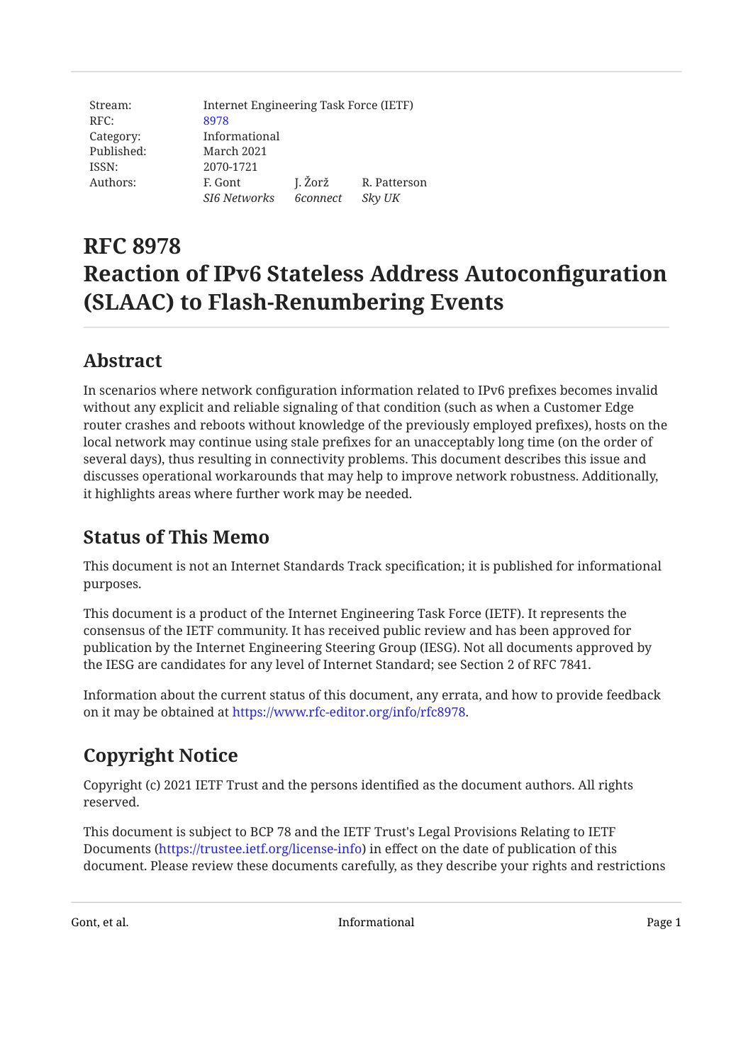| Stream: | Internet Engineering Task Force (IETF) | | |
|---|---|---|---|
| RFC: | 8978 | | |
| Category: | Informational | | |
| Published: | March 2021 | | |
| ISSN: | 2070-1721 | | |
| Authors: | F. Gont | J. Žorž | R. Patterson |
| | *SI6 Networks* | *6connect* | *Sky UK* |

# RFC 8978
# Reaction of IPv6 Stateless Address Autoconfiguration (SLAAC) to Flash-Renumbering Events

## Abstract

In scenarios where network configuration information related to IPv6 prefixes becomes invalid without any explicit and reliable signaling of that condition (such as when a Customer Edge router crashes and reboots without knowledge of the previously employed prefixes), hosts on the local network may continue using stale prefixes for an unacceptably long time (on the order of several days), thus resulting in connectivity problems. This document describes this issue and discusses operational workarounds that may help to improve network robustness. Additionally, it highlights areas where further work may be needed.

## Status of This Memo

This document is not an Internet Standards Track specification; it is published for informational purposes.

This document is a product of the Internet Engineering Task Force (IETF). It represents the consensus of the IETF community. It has received public review and has been approved for publication by the Internet Engineering Steering Group (IESG). Not all documents approved by the IESG are candidates for any level of Internet Standard; see Section 2 of RFC 7841.

Information about the current status of this document, any errata, and how to provide feedback on it may be obtained at https://www.rfc-editor.org/info/rfc8978.

## Copyright Notice

Copyright (c) 2021 IETF Trust and the persons identified as the document authors. All rights reserved.

This document is subject to BCP 78 and the IETF Trust's Legal Provisions Relating to IETF Documents (https://trustee.ietf.org/license-info) in effect on the date of publication of this document. Please review these documents carefully, as they describe your rights and restrictions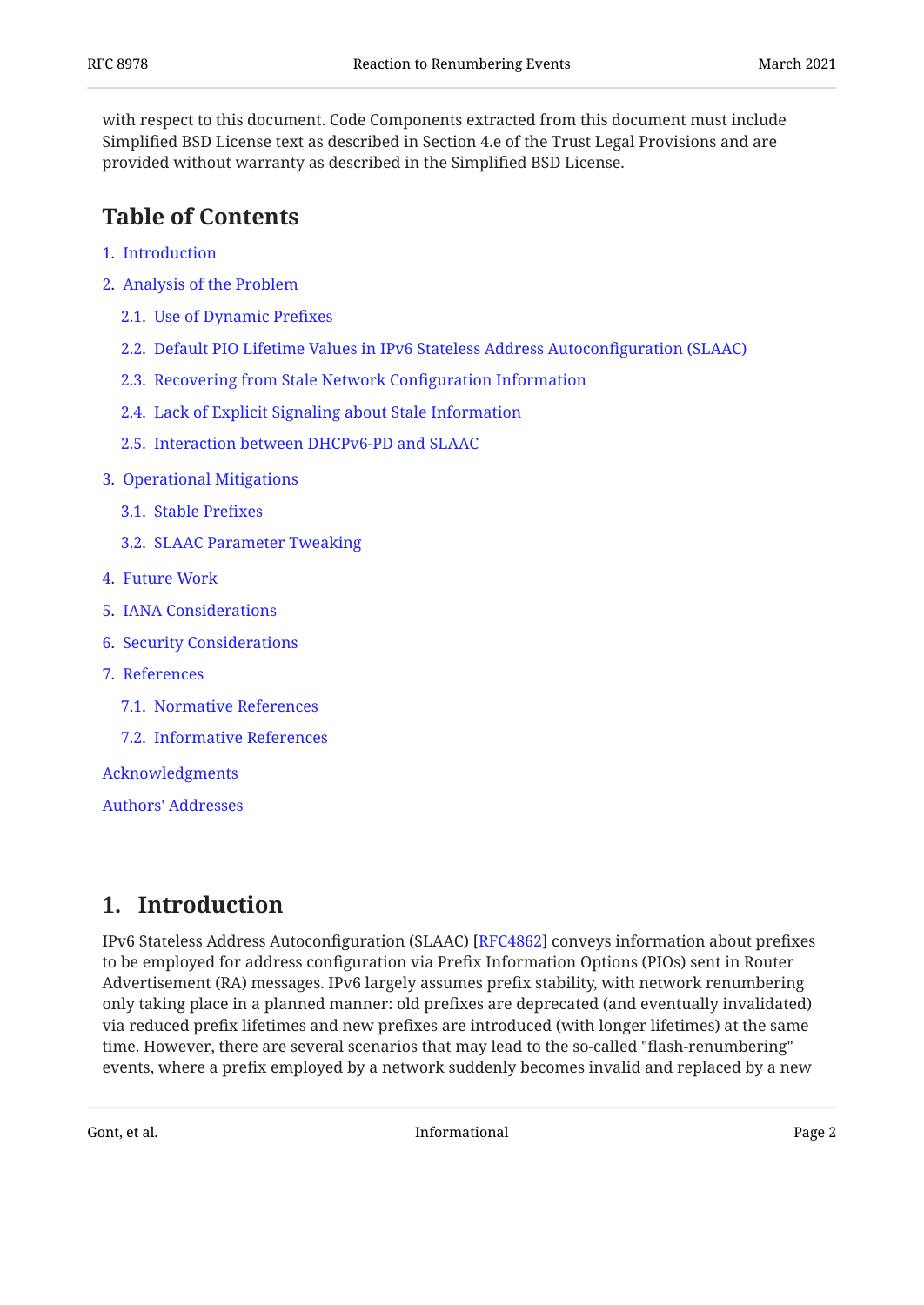with respect to this document. Code Components extracted from this document must include Simplified BSD License text as described in Section 4.e of the Trust Legal Provisions and are provided without warranty as described in the Simplified BSD License.

## Table of Contents

1. Introduction
2. Analysis of the Problem
   - 2.1. Use of Dynamic Prefixes
   - 2.2. Default PIO Lifetime Values in IPv6 Stateless Address Autoconfiguration (SLAAC)
   - 2.3. Recovering from Stale Network Configuration Information
   - 2.4. Lack of Explicit Signaling about Stale Information
   - 2.5. Interaction between DHCPv6-PD and SLAAC
3. Operational Mitigations
   - 3.1. Stable Prefixes
   - 3.2. SLAAC Parameter Tweaking
4. Future Work
5. IANA Considerations
6. Security Considerations
7. References
   - 7.1. Normative References
   - 7.2. Informative References

Acknowledgments

Authors' Addresses

## 1. Introduction

IPv6 Stateless Address Autoconfiguration (SLAAC) [RFC4862] conveys information about prefixes to be employed for address configuration via Prefix Information Options (PIOs) sent in Router Advertisement (RA) messages. IPv6 largely assumes prefix stability, with network renumbering only taking place in a planned manner: old prefixes are deprecated (and eventually invalidated) via reduced prefix lifetimes and new prefixes are introduced (with longer lifetimes) at the same time. However, there are several scenarios that may lead to the so-called "flash-renumbering" events, where a prefix employed by a network suddenly becomes invalid and replaced by a new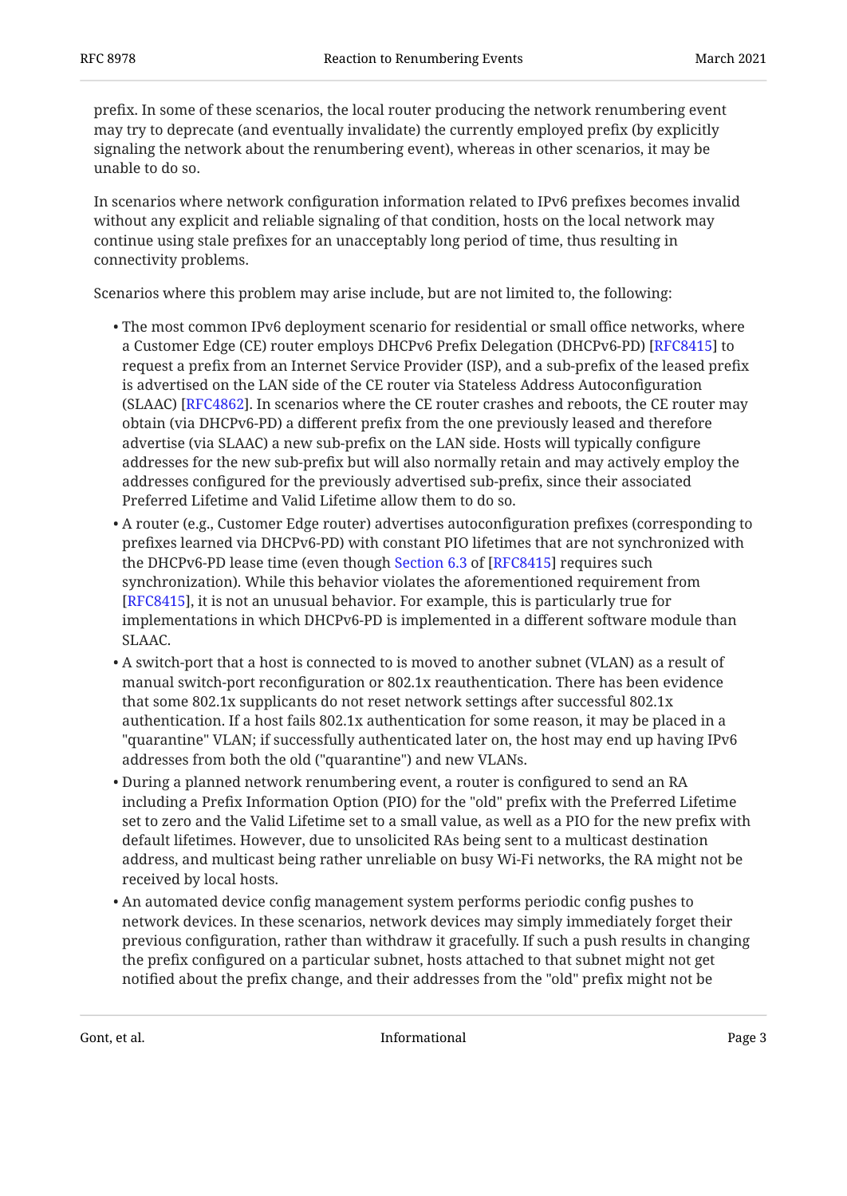prefix. In some of these scenarios, the local router producing the network renumbering event may try to deprecate (and eventually invalidate) the currently employed prefix (by explicitly signaling the network about the renumbering event), whereas in other scenarios, it may be unable to do so.

In scenarios where network configuration information related to IPv6 prefixes becomes invalid without any explicit and reliable signaling of that condition, hosts on the local network may continue using stale prefixes for an unacceptably long period of time, thus resulting in connectivity problems.

Scenarios where this problem may arise include, but are not limited to, the following:

- The most common IPv6 deployment scenario for residential or small office networks, where a Customer Edge (CE) router employs DHCPv6 Prefix Delegation (DHCPv6-PD) [RFC8415] to request a prefix from an Internet Service Provider (ISP), and a sub-prefix of the leased prefix is advertised on the LAN side of the CE router via Stateless Address Autoconfiguration (SLAAC) [RFC4862]. In scenarios where the CE router crashes and reboots, the CE router may obtain (via DHCPv6-PD) a different prefix from the one previously leased and therefore advertise (via SLAAC) a new sub-prefix on the LAN side. Hosts will typically configure addresses for the new sub-prefix but will also normally retain and may actively employ the addresses configured for the previously advertised sub-prefix, since their associated Preferred Lifetime and Valid Lifetime allow them to do so.
- A router (e.g., Customer Edge router) advertises autoconfiguration prefixes (corresponding to prefixes learned via DHCPv6-PD) with constant PIO lifetimes that are not synchronized with the DHCPv6-PD lease time (even though Section 6.3 of [RFC8415] requires such synchronization). While this behavior violates the aforementioned requirement from [RFC8415], it is not an unusual behavior. For example, this is particularly true for implementations in which DHCPv6-PD is implemented in a different software module than SLAAC.
- A switch-port that a host is connected to is moved to another subnet (VLAN) as a result of manual switch-port reconfiguration or 802.1x reauthentication. There has been evidence that some 802.1x supplicants do not reset network settings after successful 802.1x authentication. If a host fails 802.1x authentication for some reason, it may be placed in a "quarantine" VLAN; if successfully authenticated later on, the host may end up having IPv6 addresses from both the old ("quarantine") and new VLANs.
- During a planned network renumbering event, a router is configured to send an RA including a Prefix Information Option (PIO) for the "old" prefix with the Preferred Lifetime set to zero and the Valid Lifetime set to a small value, as well as a PIO for the new prefix with default lifetimes. However, due to unsolicited RAs being sent to a multicast destination address, and multicast being rather unreliable on busy Wi-Fi networks, the RA might not be received by local hosts.
- An automated device config management system performs periodic config pushes to network devices. In these scenarios, network devices may simply immediately forget their previous configuration, rather than withdraw it gracefully. If such a push results in changing the prefix configured on a particular subnet, hosts attached to that subnet might not get notified about the prefix change, and their addresses from the "old" prefix might not be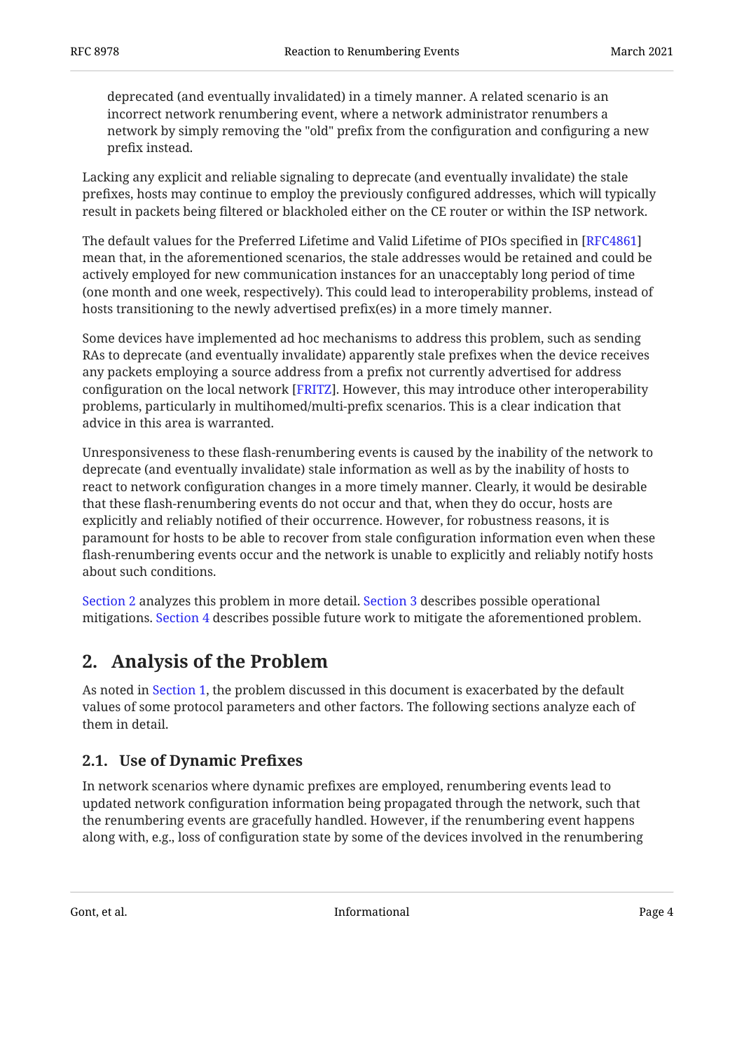deprecated (and eventually invalidated) in a timely manner. A related scenario is an incorrect network renumbering event, where a network administrator renumbers a network by simply removing the "old" prefix from the configuration and configuring a new prefix instead.

Lacking any explicit and reliable signaling to deprecate (and eventually invalidate) the stale prefixes, hosts may continue to employ the previously configured addresses, which will typically result in packets being filtered or blackholed either on the CE router or within the ISP network.

The default values for the Preferred Lifetime and Valid Lifetime of PIOs specified in [RFC4861] mean that, in the aforementioned scenarios, the stale addresses would be retained and could be actively employed for new communication instances for an unacceptably long period of time (one month and one week, respectively). This could lead to interoperability problems, instead of hosts transitioning to the newly advertised prefix(es) in a more timely manner.

Some devices have implemented ad hoc mechanisms to address this problem, such as sending RAs to deprecate (and eventually invalidate) apparently stale prefixes when the device receives any packets employing a source address from a prefix not currently advertised for address configuration on the local network [FRITZ]. However, this may introduce other interoperability problems, particularly in multihomed/multi-prefix scenarios. This is a clear indication that advice in this area is warranted.

Unresponsiveness to these flash-renumbering events is caused by the inability of the network to deprecate (and eventually invalidate) stale information as well as by the inability of hosts to react to network configuration changes in a more timely manner. Clearly, it would be desirable that these flash-renumbering events do not occur and that, when they do occur, hosts are explicitly and reliably notified of their occurrence. However, for robustness reasons, it is paramount for hosts to be able to recover from stale configuration information even when these flash-renumbering events occur and the network is unable to explicitly and reliably notify hosts about such conditions.

Section 2 analyzes this problem in more detail. Section 3 describes possible operational mitigations. Section 4 describes possible future work to mitigate the aforementioned problem.

## 2. Analysis of the Problem

As noted in Section 1, the problem discussed in this document is exacerbated by the default values of some protocol parameters and other factors. The following sections analyze each of them in detail.

### 2.1. Use of Dynamic Prefixes

In network scenarios where dynamic prefixes are employed, renumbering events lead to updated network configuration information being propagated through the network, such that the renumbering events are gracefully handled. However, if the renumbering event happens along with, e.g., loss of configuration state by some of the devices involved in the renumbering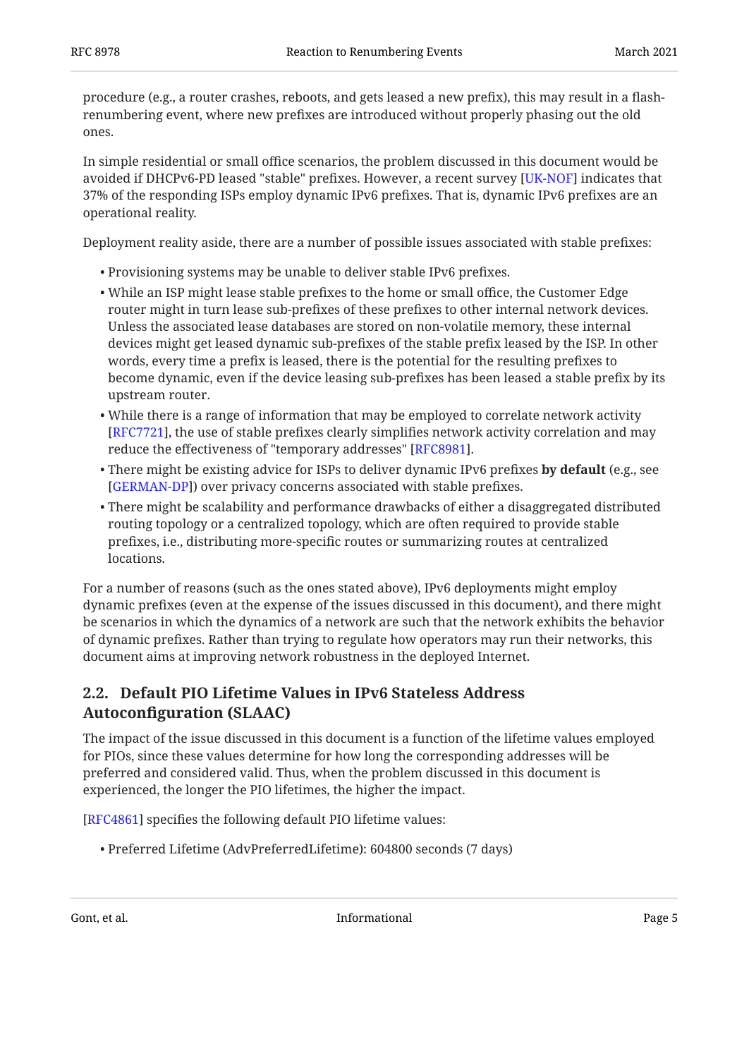procedure (e.g., a router crashes, reboots, and gets leased a new prefix), this may result in a flash-renumbering event, where new prefixes are introduced without properly phasing out the old ones.

In simple residential or small office scenarios, the problem discussed in this document would be avoided if DHCPv6-PD leased "stable" prefixes. However, a recent survey [UK-NOF] indicates that 37% of the responding ISPs employ dynamic IPv6 prefixes. That is, dynamic IPv6 prefixes are an operational reality.

Deployment reality aside, there are a number of possible issues associated with stable prefixes:

- Provisioning systems may be unable to deliver stable IPv6 prefixes.
- While an ISP might lease stable prefixes to the home or small office, the Customer Edge router might in turn lease sub-prefixes of these prefixes to other internal network devices. Unless the associated lease databases are stored on non-volatile memory, these internal devices might get leased dynamic sub-prefixes of the stable prefix leased by the ISP. In other words, every time a prefix is leased, there is the potential for the resulting prefixes to become dynamic, even if the device leasing sub-prefixes has been leased a stable prefix by its upstream router.
- While there is a range of information that may be employed to correlate network activity [RFC7721], the use of stable prefixes clearly simplifies network activity correlation and may reduce the effectiveness of "temporary addresses" [RFC8981].
- There might be existing advice for ISPs to deliver dynamic IPv6 prefixes **by default** (e.g., see [GERMAN-DP]) over privacy concerns associated with stable prefixes.
- There might be scalability and performance drawbacks of either a disaggregated distributed routing topology or a centralized topology, which are often required to provide stable prefixes, i.e., distributing more-specific routes or summarizing routes at centralized locations.

For a number of reasons (such as the ones stated above), IPv6 deployments might employ dynamic prefixes (even at the expense of the issues discussed in this document), and there might be scenarios in which the dynamics of a network are such that the network exhibits the behavior of dynamic prefixes. Rather than trying to regulate how operators may run their networks, this document aims at improving network robustness in the deployed Internet.

## 2.2. Default PIO Lifetime Values in IPv6 Stateless Address Autoconfiguration (SLAAC)

The impact of the issue discussed in this document is a function of the lifetime values employed for PIOs, since these values determine for how long the corresponding addresses will be preferred and considered valid. Thus, when the problem discussed in this document is experienced, the longer the PIO lifetimes, the higher the impact.

[RFC4861] specifies the following default PIO lifetime values:

- Preferred Lifetime (AdvPreferredLifetime): 604800 seconds (7 days)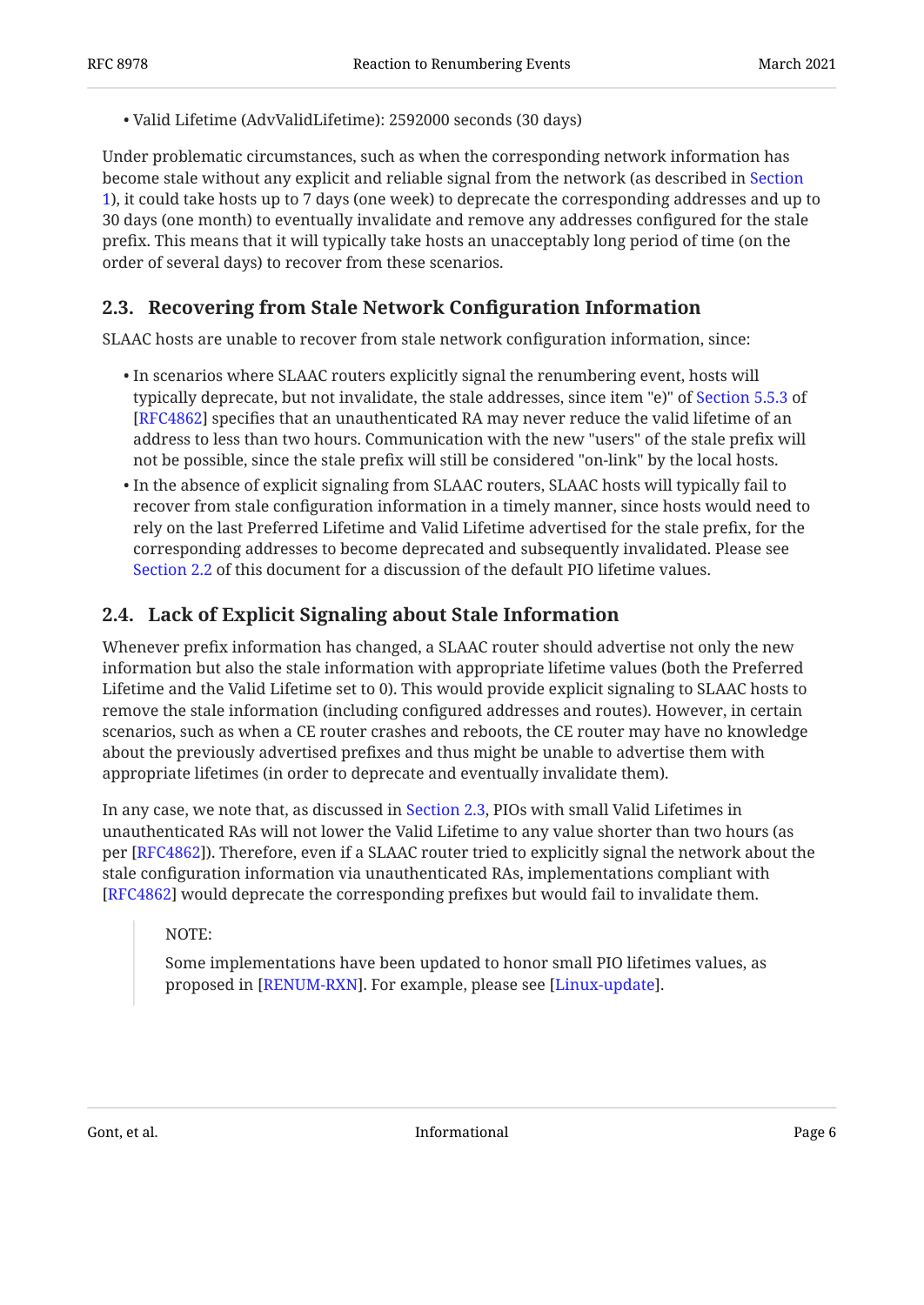* Valid Lifetime (AdvValidLifetime): 2592000 seconds (30 days)

Under problematic circumstances, such as when the corresponding network information has become stale without any explicit and reliable signal from the network (as described in Section 1), it could take hosts up to 7 days (one week) to deprecate the corresponding addresses and up to 30 days (one month) to eventually invalidate and remove any addresses configured for the stale prefix. This means that it will typically take hosts an unacceptably long period of time (on the order of several days) to recover from these scenarios.

### 2.3. Recovering from Stale Network Configuration Information

SLAAC hosts are unable to recover from stale network configuration information, since:

* In scenarios where SLAAC routers explicitly signal the renumbering event, hosts will typically deprecate, but not invalidate, the stale addresses, since item "e)" of Section 5.5.3 of [RFC4862] specifies that an unauthenticated RA may never reduce the valid lifetime of an address to less than two hours. Communication with the new "users" of the stale prefix will not be possible, since the stale prefix will still be considered "on-link" by the local hosts.
* In the absence of explicit signaling from SLAAC routers, SLAAC hosts will typically fail to recover from stale configuration information in a timely manner, since hosts would need to rely on the last Preferred Lifetime and Valid Lifetime advertised for the stale prefix, for the corresponding addresses to become deprecated and subsequently invalidated. Please see Section 2.2 of this document for a discussion of the default PIO lifetime values.

### 2.4. Lack of Explicit Signaling about Stale Information

Whenever prefix information has changed, a SLAAC router should advertise not only the new information but also the stale information with appropriate lifetime values (both the Preferred Lifetime and the Valid Lifetime set to 0). This would provide explicit signaling to SLAAC hosts to remove the stale information (including configured addresses and routes). However, in certain scenarios, such as when a CE router crashes and reboots, the CE router may have no knowledge about the previously advertised prefixes and thus might be unable to advertise them with appropriate lifetimes (in order to deprecate and eventually invalidate them).

In any case, we note that, as discussed in Section 2.3, PIOs with small Valid Lifetimes in unauthenticated RAs will not lower the Valid Lifetime to any value shorter than two hours (as per [RFC4862]). Therefore, even if a SLAAC router tried to explicitly signal the network about the stale configuration information via unauthenticated RAs, implementations compliant with [RFC4862] would deprecate the corresponding prefixes but would fail to invalidate them.

> NOTE:
>
> Some implementations have been updated to honor small PIO lifetimes values, as proposed in [RENUM-RXN]. For example, please see [Linux-update].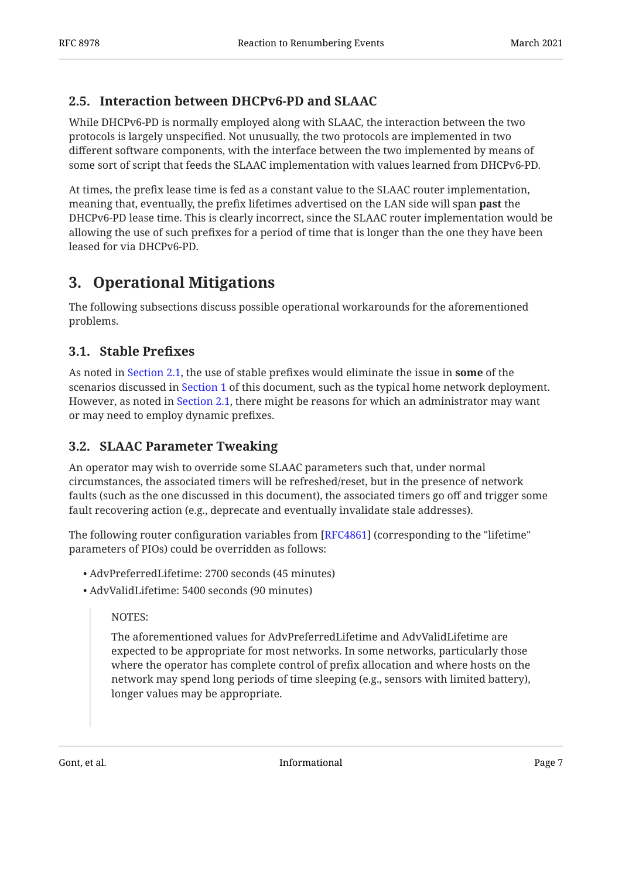### 2.5. Interaction between DHCPv6-PD and SLAAC

While DHCPv6-PD is normally employed along with SLAAC, the interaction between the two protocols is largely unspecified. Not unusually, the two protocols are implemented in two different software components, with the interface between the two implemented by means of some sort of script that feeds the SLAAC implementation with values learned from DHCPv6-PD.

At times, the prefix lease time is fed as a constant value to the SLAAC router implementation, meaning that, eventually, the prefix lifetimes advertised on the LAN side will span **past** the DHCPv6-PD lease time. This is clearly incorrect, since the SLAAC router implementation would be allowing the use of such prefixes for a period of time that is longer than the one they have been leased for via DHCPv6-PD.

## 3. Operational Mitigations

The following subsections discuss possible operational workarounds for the aforementioned problems.

### 3.1. Stable Prefixes

As noted in Section 2.1, the use of stable prefixes would eliminate the issue in **some** of the scenarios discussed in Section 1 of this document, such as the typical home network deployment. However, as noted in Section 2.1, there might be reasons for which an administrator may want or may need to employ dynamic prefixes.

### 3.2. SLAAC Parameter Tweaking

An operator may wish to override some SLAAC parameters such that, under normal circumstances, the associated timers will be refreshed/reset, but in the presence of network faults (such as the one discussed in this document), the associated timers go off and trigger some fault recovering action (e.g., deprecate and eventually invalidate stale addresses).

The following router configuration variables from [RFC4861] (corresponding to the "lifetime" parameters of PIOs) could be overridden as follows:

- AdvPreferredLifetime: 2700 seconds (45 minutes)
- AdvValidLifetime: 5400 seconds (90 minutes)

> NOTES:
>
> The aforementioned values for AdvPreferredLifetime and AdvValidLifetime are expected to be appropriate for most networks. In some networks, particularly those where the operator has complete control of prefix allocation and where hosts on the network may spend long periods of time sleeping (e.g., sensors with limited battery), longer values may be appropriate.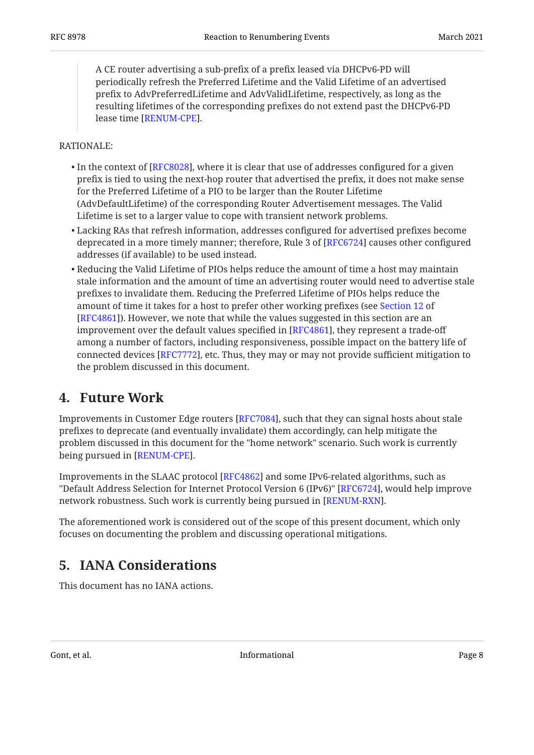> A CE router advertising a sub-prefix of a prefix leased via DHCPv6-PD will periodically refresh the Preferred Lifetime and the Valid Lifetime of an advertised prefix to AdvPreferredLifetime and AdvValidLifetime, respectively, as long as the resulting lifetimes of the corresponding prefixes do not extend past the DHCPv6-PD lease time [RENUM-CPE].

RATIONALE:

- In the context of [RFC8028], where it is clear that use of addresses configured for a given prefix is tied to using the next-hop router that advertised the prefix, it does not make sense for the Preferred Lifetime of a PIO to be larger than the Router Lifetime (AdvDefaultLifetime) of the corresponding Router Advertisement messages. The Valid Lifetime is set to a larger value to cope with transient network problems.
- Lacking RAs that refresh information, addresses configured for advertised prefixes become deprecated in a more timely manner; therefore, Rule 3 of [RFC6724] causes other configured addresses (if available) to be used instead.
- Reducing the Valid Lifetime of PIOs helps reduce the amount of time a host may maintain stale information and the amount of time an advertising router would need to advertise stale prefixes to invalidate them. Reducing the Preferred Lifetime of PIOs helps reduce the amount of time it takes for a host to prefer other working prefixes (see Section 12 of [RFC4861]). However, we note that while the values suggested in this section are an improvement over the default values specified in [RFC4861], they represent a trade-off among a number of factors, including responsiveness, possible impact on the battery life of connected devices [RFC7772], etc. Thus, they may or may not provide sufficient mitigation to the problem discussed in this document.

## 4. Future Work

Improvements in Customer Edge routers [RFC7084], such that they can signal hosts about stale prefixes to deprecate (and eventually invalidate) them accordingly, can help mitigate the problem discussed in this document for the "home network" scenario. Such work is currently being pursued in [RENUM-CPE].

Improvements in the SLAAC protocol [RFC4862] and some IPv6-related algorithms, such as "Default Address Selection for Internet Protocol Version 6 (IPv6)" [RFC6724], would help improve network robustness. Such work is currently being pursued in [RENUM-RXN].

The aforementioned work is considered out of the scope of this present document, which only focuses on documenting the problem and discussing operational mitigations.

## 5. IANA Considerations

This document has no IANA actions.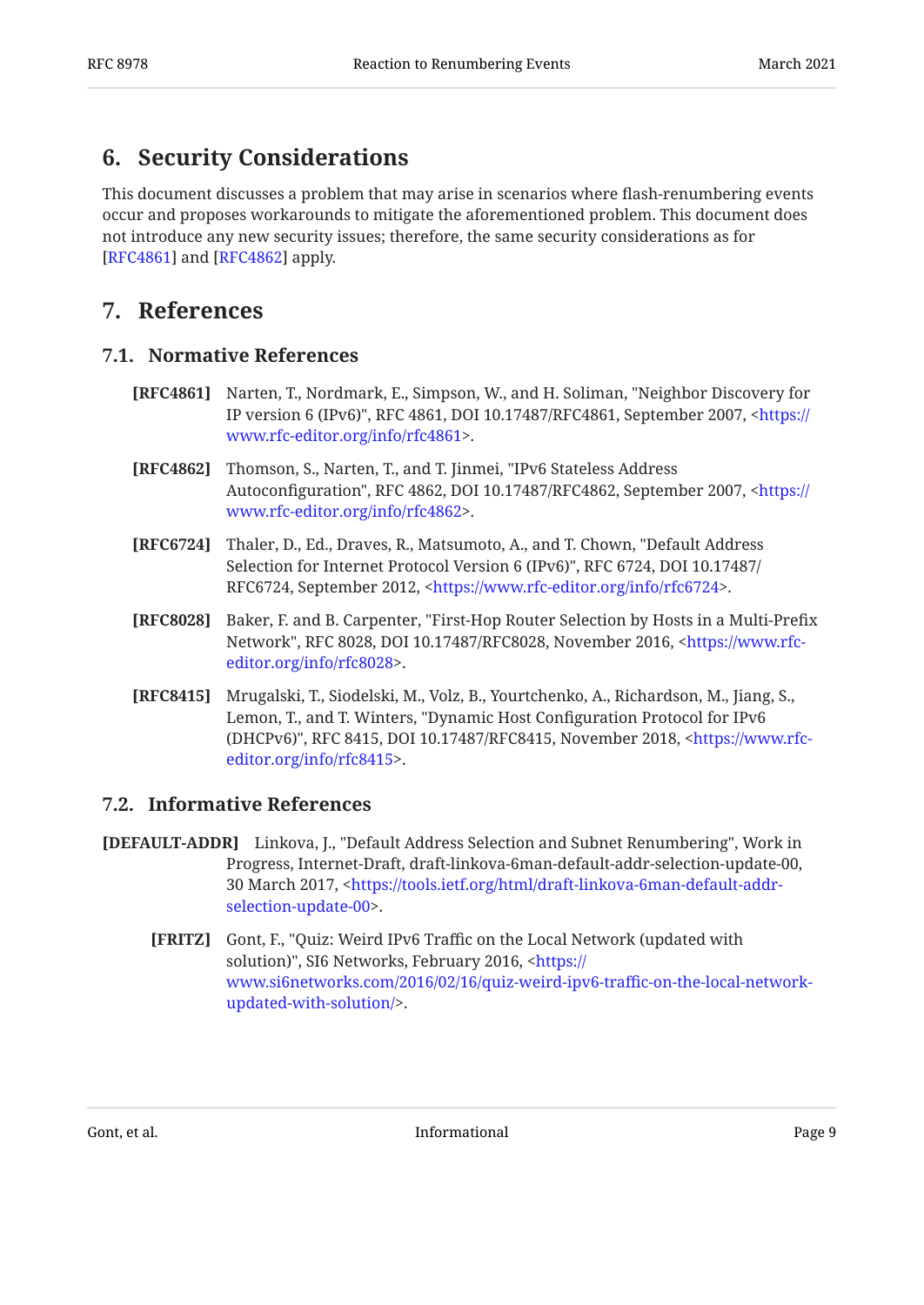## 6. Security Considerations

This document discusses a problem that may arise in scenarios where flash-renumbering events occur and proposes workarounds to mitigate the aforementioned problem. This document does not introduce any new security issues; therefore, the same security considerations as for [RFC4861] and [RFC4862] apply.

## 7. References

### 7.1. Normative References

**[RFC4861]** Narten, T., Nordmark, E., Simpson, W., and H. Soliman, "Neighbor Discovery for IP version 6 (IPv6)", RFC 4861, DOI 10.17487/RFC4861, September 2007, <https://www.rfc-editor.org/info/rfc4861>.

**[RFC4862]** Thomson, S., Narten, T., and T. Jinmei, "IPv6 Stateless Address Autoconfiguration", RFC 4862, DOI 10.17487/RFC4862, September 2007, <https://www.rfc-editor.org/info/rfc4862>.

**[RFC6724]** Thaler, D., Ed., Draves, R., Matsumoto, A., and T. Chown, "Default Address Selection for Internet Protocol Version 6 (IPv6)", RFC 6724, DOI 10.17487/RFC6724, September 2012, <https://www.rfc-editor.org/info/rfc6724>.

**[RFC8028]** Baker, F. and B. Carpenter, "First-Hop Router Selection by Hosts in a Multi-Prefix Network", RFC 8028, DOI 10.17487/RFC8028, November 2016, <https://www.rfc-editor.org/info/rfc8028>.

**[RFC8415]** Mrugalski, T., Siodelski, M., Volz, B., Yourtchenko, A., Richardson, M., Jiang, S., Lemon, T., and T. Winters, "Dynamic Host Configuration Protocol for IPv6 (DHCPv6)", RFC 8415, DOI 10.17487/RFC8415, November 2018, <https://www.rfc-editor.org/info/rfc8415>.

### 7.2. Informative References

**[DEFAULT-ADDR]** Linkova, J., "Default Address Selection and Subnet Renumbering", Work in Progress, Internet-Draft, draft-linkova-6man-default-addr-selection-update-00, 30 March 2017, <https://tools.ietf.org/html/draft-linkova-6man-default-addr-selection-update-00>.

**[FRITZ]** Gont, F., "Quiz: Weird IPv6 Traffic on the Local Network (updated with solution)", SI6 Networks, February 2016, <https://www.si6networks.com/2016/02/16/quiz-weird-ipv6-traffic-on-the-local-network-updated-with-solution/>.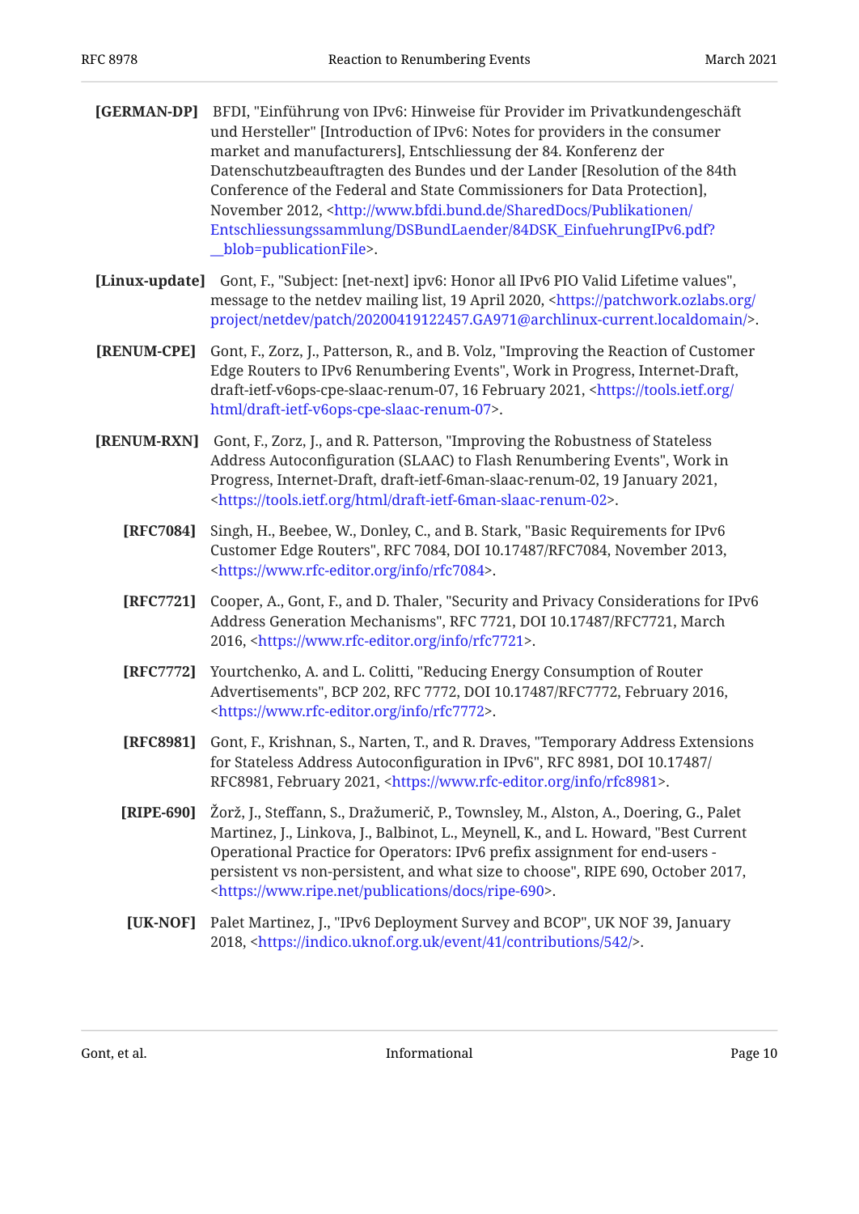**[GERMAN-DP]** BFDI, "Einführung von IPv6: Hinweise für Provider im Privatkundengeschäft und Hersteller" [Introduction of IPv6: Notes for providers in the consumer market and manufacturers], Entschliessung der 84. Konferenz der Datenschutzbeauftragten des Bundes und der Lander [Resolution of the 84th Conference of the Federal and State Commissioners for Data Protection], November 2012, <http://www.bfdi.bund.de/SharedDocs/Publikationen/Entschliessungssammlung/DSBundLaender/84DSK_EinfuehrungIPv6.pdf?__blob=publicationFile>.

**[Linux-update]** Gont, F., "Subject: [net-next] ipv6: Honor all IPv6 PIO Valid Lifetime values", message to the netdev mailing list, 19 April 2020, <https://patchwork.ozlabs.org/project/netdev/patch/20200419122457.GA971@archlinux-current.localdomain/>.

**[RENUM-CPE]** Gont, F., Zorz, J., Patterson, R., and B. Volz, "Improving the Reaction of Customer Edge Routers to IPv6 Renumbering Events", Work in Progress, Internet-Draft, draft-ietf-v6ops-cpe-slaac-renum-07, 16 February 2021, <https://tools.ietf.org/html/draft-ietf-v6ops-cpe-slaac-renum-07>.

**[RENUM-RXN]** Gont, F., Zorz, J., and R. Patterson, "Improving the Robustness of Stateless Address Autoconfiguration (SLAAC) to Flash Renumbering Events", Work in Progress, Internet-Draft, draft-ietf-6man-slaac-renum-02, 19 January 2021, <https://tools.ietf.org/html/draft-ietf-6man-slaac-renum-02>.

**[RFC7084]** Singh, H., Beebee, W., Donley, C., and B. Stark, "Basic Requirements for IPv6 Customer Edge Routers", RFC 7084, DOI 10.17487/RFC7084, November 2013, <https://www.rfc-editor.org/info/rfc7084>.

**[RFC7721]** Cooper, A., Gont, F., and D. Thaler, "Security and Privacy Considerations for IPv6 Address Generation Mechanisms", RFC 7721, DOI 10.17487/RFC7721, March 2016, <https://www.rfc-editor.org/info/rfc7721>.

**[RFC7772]** Yourtchenko, A. and L. Colitti, "Reducing Energy Consumption of Router Advertisements", BCP 202, RFC 7772, DOI 10.17487/RFC7772, February 2016, <https://www.rfc-editor.org/info/rfc7772>.

**[RFC8981]** Gont, F., Krishnan, S., Narten, T., and R. Draves, "Temporary Address Extensions for Stateless Address Autoconfiguration in IPv6", RFC 8981, DOI 10.17487/RFC8981, February 2021, <https://www.rfc-editor.org/info/rfc8981>.

**[RIPE-690]** Žorž, J., Steffann, S., Dražumerič, P., Townsley, M., Alston, A., Doering, G., Palet Martinez, J., Linkova, J., Balbinot, L., Meynell, K., and L. Howard, "Best Current Operational Practice for Operators: IPv6 prefix assignment for end-users - persistent vs non-persistent, and what size to choose", RIPE 690, October 2017, <https://www.ripe.net/publications/docs/ripe-690>.

**[UK-NOF]** Palet Martinez, J., "IPv6 Deployment Survey and BCOP", UK NOF 39, January 2018, <https://indico.uknof.org.uk/event/41/contributions/542/>.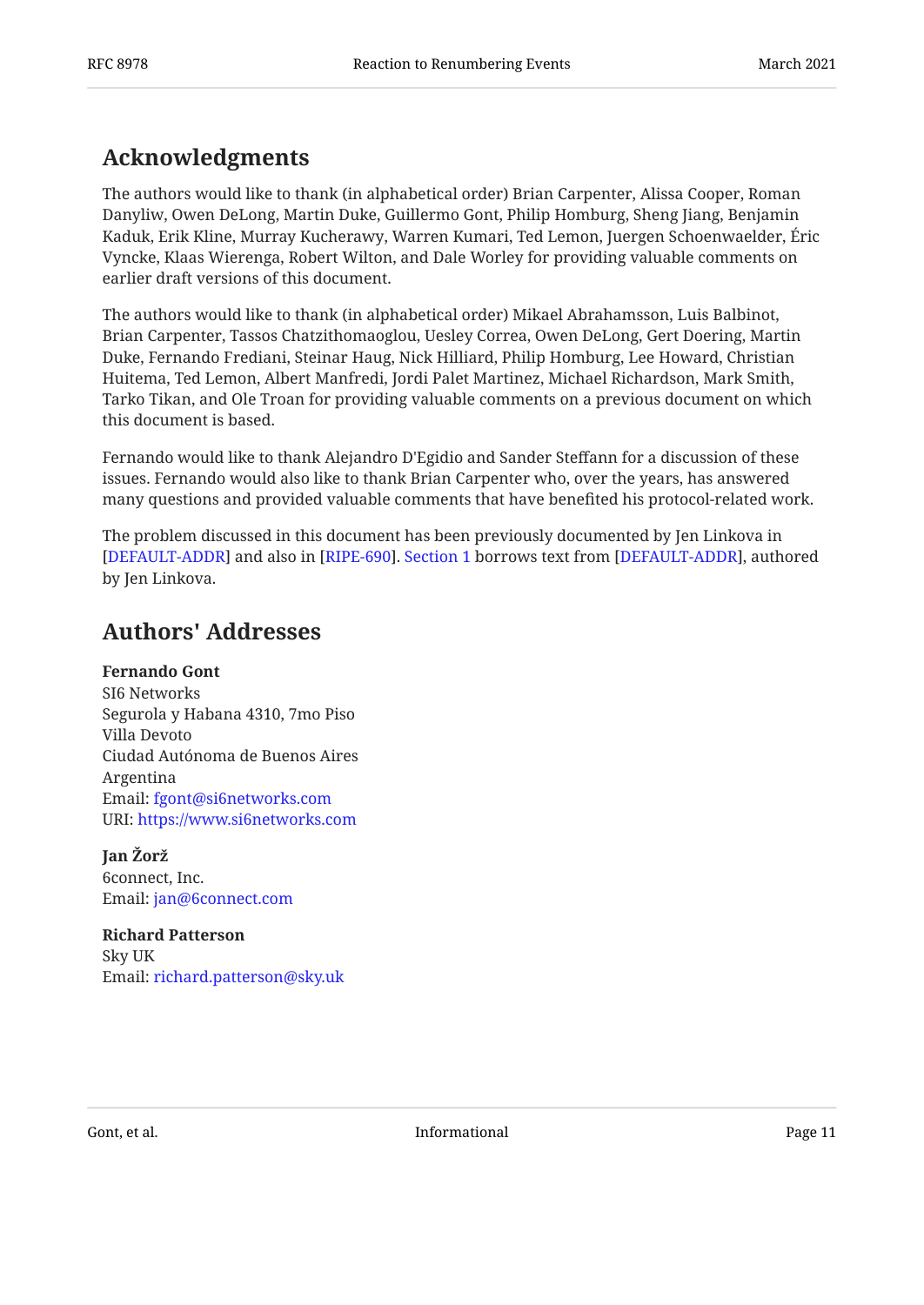## Acknowledgments

The authors would like to thank (in alphabetical order) Brian Carpenter, Alissa Cooper, Roman Danyliw, Owen DeLong, Martin Duke, Guillermo Gont, Philip Homburg, Sheng Jiang, Benjamin Kaduk, Erik Kline, Murray Kucherawy, Warren Kumari, Ted Lemon, Juergen Schoenwaelder, Éric Vyncke, Klaas Wierenga, Robert Wilton, and Dale Worley for providing valuable comments on earlier draft versions of this document.

The authors would like to thank (in alphabetical order) Mikael Abrahamsson, Luis Balbinot, Brian Carpenter, Tassos Chatzithomaoglou, Uesley Correa, Owen DeLong, Gert Doering, Martin Duke, Fernando Frediani, Steinar Haug, Nick Hilliard, Philip Homburg, Lee Howard, Christian Huitema, Ted Lemon, Albert Manfredi, Jordi Palet Martinez, Michael Richardson, Mark Smith, Tarko Tikan, and Ole Troan for providing valuable comments on a previous document on which this document is based.

Fernando would like to thank Alejandro D'Egidio and Sander Steffann for a discussion of these issues. Fernando would also like to thank Brian Carpenter who, over the years, has answered many questions and provided valuable comments that have benefited his protocol-related work.

The problem discussed in this document has been previously documented by Jen Linkova in [DEFAULT-ADDR] and also in [RIPE-690]. Section 1 borrows text from [DEFAULT-ADDR], authored by Jen Linkova.

## Authors' Addresses

**Fernando Gont**
SI6 Networks
Segurola y Habana 4310, 7mo Piso
Villa Devoto
Ciudad Autónoma de Buenos Aires
Argentina
Email: fgont@si6networks.com
URI: https://www.si6networks.com

**Jan Žorž**
6connect, Inc.
Email: jan@6connect.com

**Richard Patterson**
Sky UK
Email: richard.patterson@sky.uk